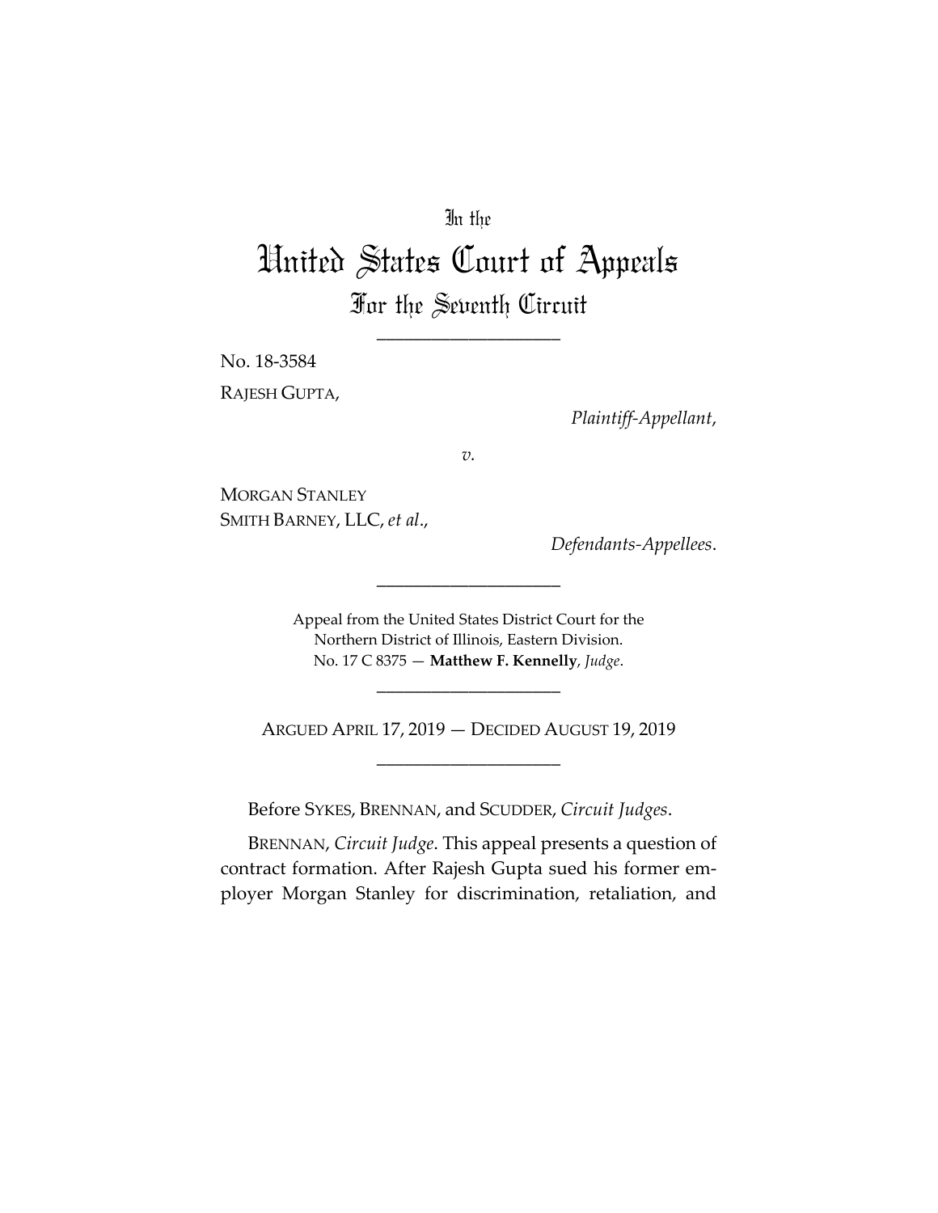In the

# United States Court of Appeals

## For the Seventh Circuit

____________________

No. 18-3584

RAJESH GUPTA,

*Plaintiff-Appellant*,

*v.*

MORGAN STANLEY SMITH BARNEY, LLC, *et al*.,

*Defendants-Appellees*.

____________________

Appeal from the United States District Court for the Northern District of Illinois, Eastern Division.
No. 17 C 8375 — **Matthew F. Kennelly**, *Judge*.

____________________

ARGUED APRIL 17, 2019 — DECIDED AUGUST 19, 2019

____________________

Before SYKES, BRENNAN, and SCUDDER, *Circuit Judges*.

BRENNAN, *Circuit Judge*. This appeal presents a question of contract formation. After Rajesh Gupta sued his former employer Morgan Stanley for discrimination, retaliation, and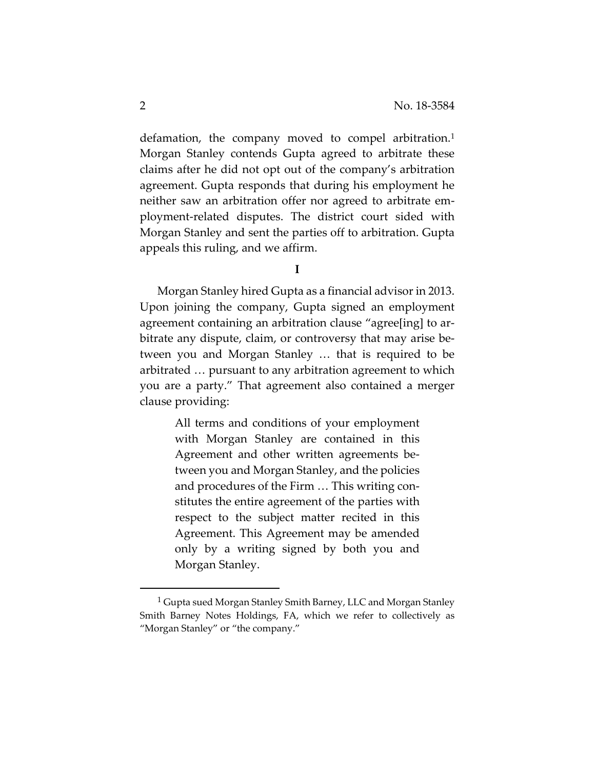defamation, the company moved to compel arbitration.[1] Morgan Stanley contends Gupta agreed to arbitrate these claims after he did not opt out of the company's arbitration agreement. Gupta responds that during his employment he neither saw an arbitration offer nor agreed to arbitrate employment-related disputes. The district court sided with Morgan Stanley and sent the parties off to arbitration. Gupta appeals this ruling, and we affirm.

## I

Morgan Stanley hired Gupta as a financial advisor in 2013. Upon joining the company, Gupta signed an employment agreement containing an arbitration clause "agree[ing] to arbitrate any dispute, claim, or controversy that may arise between you and Morgan Stanley … that is required to be arbitrated … pursuant to any arbitration agreement to which you are a party." That agreement also contained a merger clause providing:

> All terms and conditions of your employment with Morgan Stanley are contained in this Agreement and other written agreements between you and Morgan Stanley, and the policies and procedures of the Firm … This writing constitutes the entire agreement of the parties with respect to the subject matter recited in this Agreement. This Agreement may be amended only by a writing signed by both you and Morgan Stanley.

[1] Gupta sued Morgan Stanley Smith Barney, LLC and Morgan Stanley Smith Barney Notes Holdings, FA, which we refer to collectively as "Morgan Stanley" or "the company."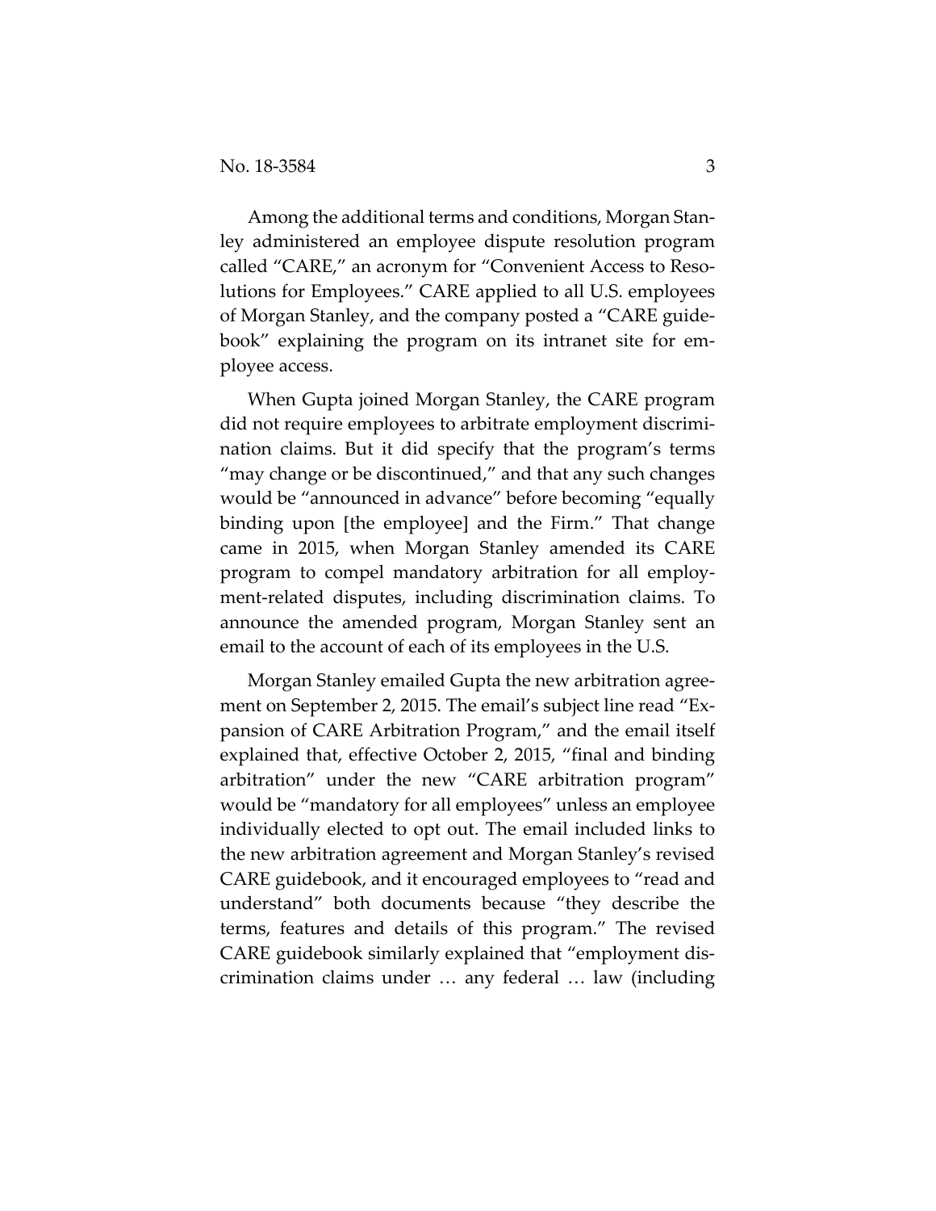Among the additional terms and conditions, Morgan Stanley administered an employee dispute resolution program called "CARE," an acronym for "Convenient Access to Resolutions for Employees." CARE applied to all U.S. employees of Morgan Stanley, and the company posted a "CARE guidebook" explaining the program on its intranet site for employee access.

When Gupta joined Morgan Stanley, the CARE program did not require employees to arbitrate employment discrimination claims. But it did specify that the program's terms "may change or be discontinued," and that any such changes would be "announced in advance" before becoming "equally binding upon [the employee] and the Firm." That change came in 2015, when Morgan Stanley amended its CARE program to compel mandatory arbitration for all employment-related disputes, including discrimination claims. To announce the amended program, Morgan Stanley sent an email to the account of each of its employees in the U.S.

Morgan Stanley emailed Gupta the new arbitration agreement on September 2, 2015. The email's subject line read "Expansion of CARE Arbitration Program," and the email itself explained that, effective October 2, 2015, "final and binding arbitration" under the new "CARE arbitration program" would be "mandatory for all employees" unless an employee individually elected to opt out. The email included links to the new arbitration agreement and Morgan Stanley's revised CARE guidebook, and it encouraged employees to "read and understand" both documents because "they describe the terms, features and details of this program." The revised CARE guidebook similarly explained that "employment discrimination claims under … any federal … law (including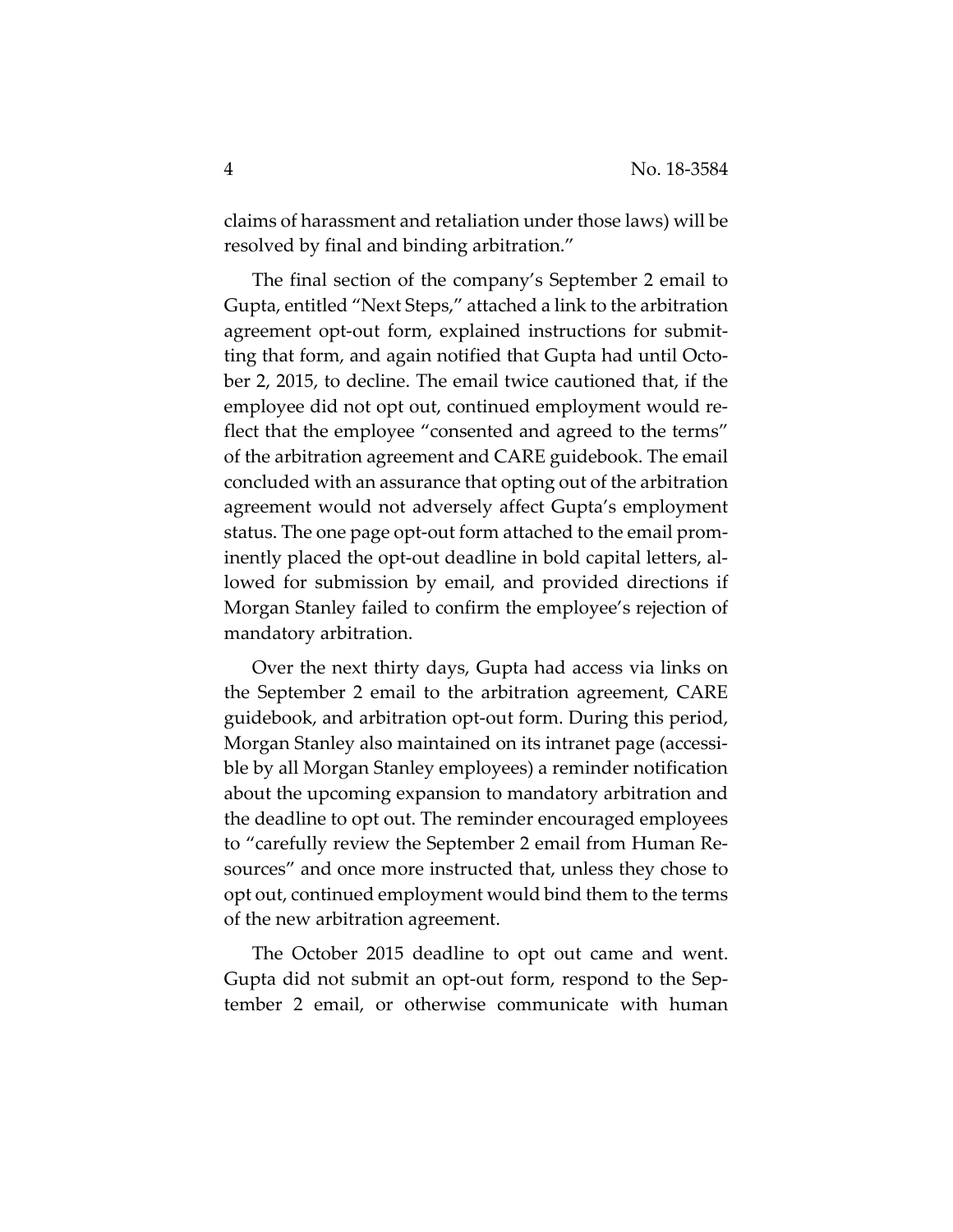claims of harassment and retaliation under those laws) will be resolved by final and binding arbitration."

The final section of the company's September 2 email to Gupta, entitled "Next Steps," attached a link to the arbitration agreement opt-out form, explained instructions for submitting that form, and again notified that Gupta had until October 2, 2015, to decline. The email twice cautioned that, if the employee did not opt out, continued employment would reflect that the employee "consented and agreed to the terms" of the arbitration agreement and CARE guidebook. The email concluded with an assurance that opting out of the arbitration agreement would not adversely affect Gupta's employment status. The one page opt-out form attached to the email prominently placed the opt-out deadline in bold capital letters, allowed for submission by email, and provided directions if Morgan Stanley failed to confirm the employee's rejection of mandatory arbitration.

Over the next thirty days, Gupta had access via links on the September 2 email to the arbitration agreement, CARE guidebook, and arbitration opt-out form. During this period, Morgan Stanley also maintained on its intranet page (accessible by all Morgan Stanley employees) a reminder notification about the upcoming expansion to mandatory arbitration and the deadline to opt out. The reminder encouraged employees to "carefully review the September 2 email from Human Resources" and once more instructed that, unless they chose to opt out, continued employment would bind them to the terms of the new arbitration agreement.

The October 2015 deadline to opt out came and went. Gupta did not submit an opt-out form, respond to the September 2 email, or otherwise communicate with human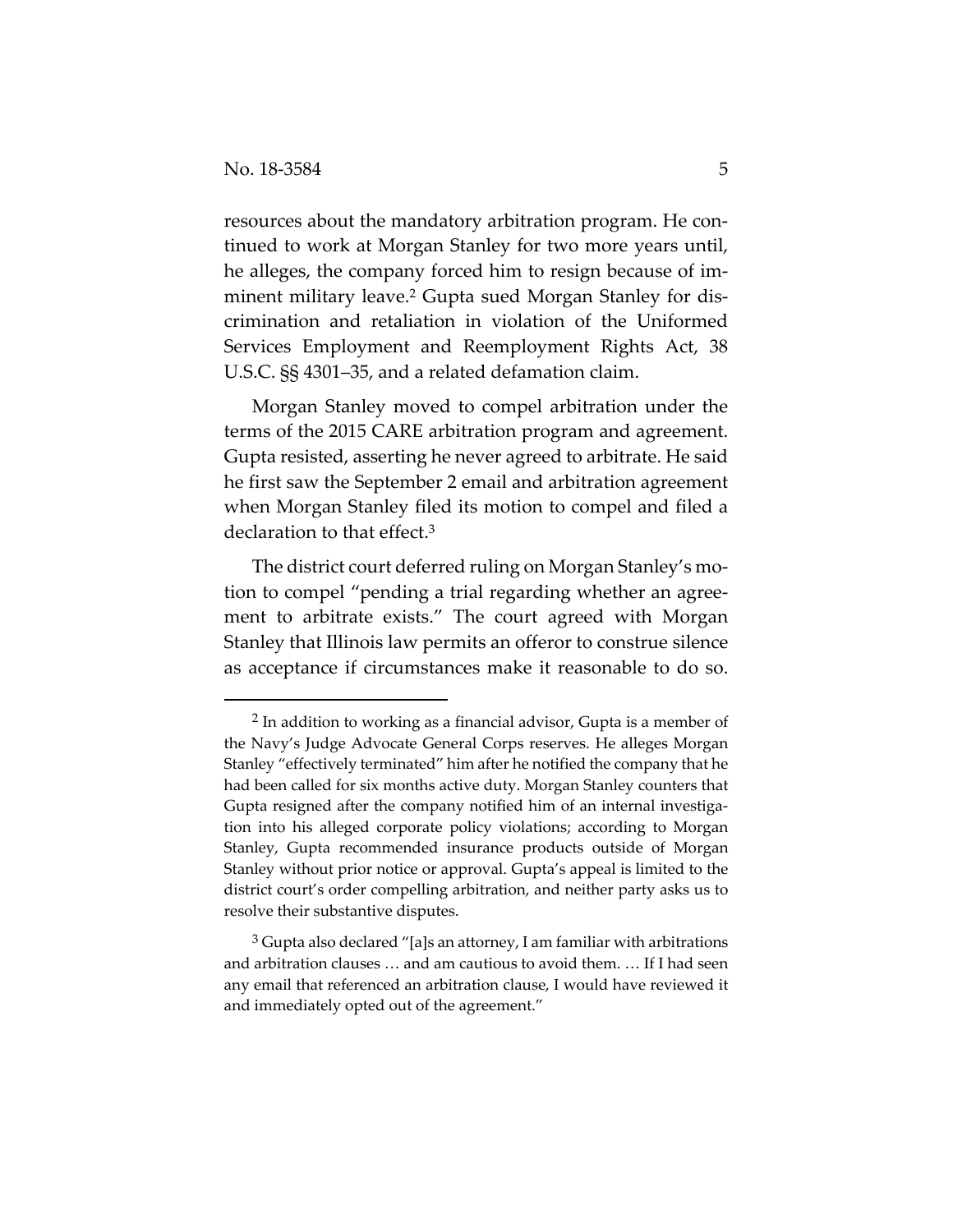resources about the mandatory arbitration program. He continued to work at Morgan Stanley for two more years until, he alleges, the company forced him to resign because of imminent military leave.[2] Gupta sued Morgan Stanley for discrimination and retaliation in violation of the Uniformed Services Employment and Reemployment Rights Act, 38 U.S.C. §§ 4301–35, and a related defamation claim.

Morgan Stanley moved to compel arbitration under the terms of the 2015 CARE arbitration program and agreement. Gupta resisted, asserting he never agreed to arbitrate. He said he first saw the September 2 email and arbitration agreement when Morgan Stanley filed its motion to compel and filed a declaration to that effect.[3]

The district court deferred ruling on Morgan Stanley's motion to compel "pending a trial regarding whether an agreement to arbitrate exists." The court agreed with Morgan Stanley that Illinois law permits an offeror to construe silence as acceptance if circumstances make it reasonable to do so.

---

[2] In addition to working as a financial advisor, Gupta is a member of the Navy's Judge Advocate General Corps reserves. He alleges Morgan Stanley "effectively terminated" him after he notified the company that he had been called for six months active duty. Morgan Stanley counters that Gupta resigned after the company notified him of an internal investigation into his alleged corporate policy violations; according to Morgan Stanley, Gupta recommended insurance products outside of Morgan Stanley without prior notice or approval. Gupta's appeal is limited to the district court's order compelling arbitration, and neither party asks us to resolve their substantive disputes.

[3] Gupta also declared "[a]s an attorney, I am familiar with arbitrations and arbitration clauses … and am cautious to avoid them. … If I had seen any email that referenced an arbitration clause, I would have reviewed it and immediately opted out of the agreement."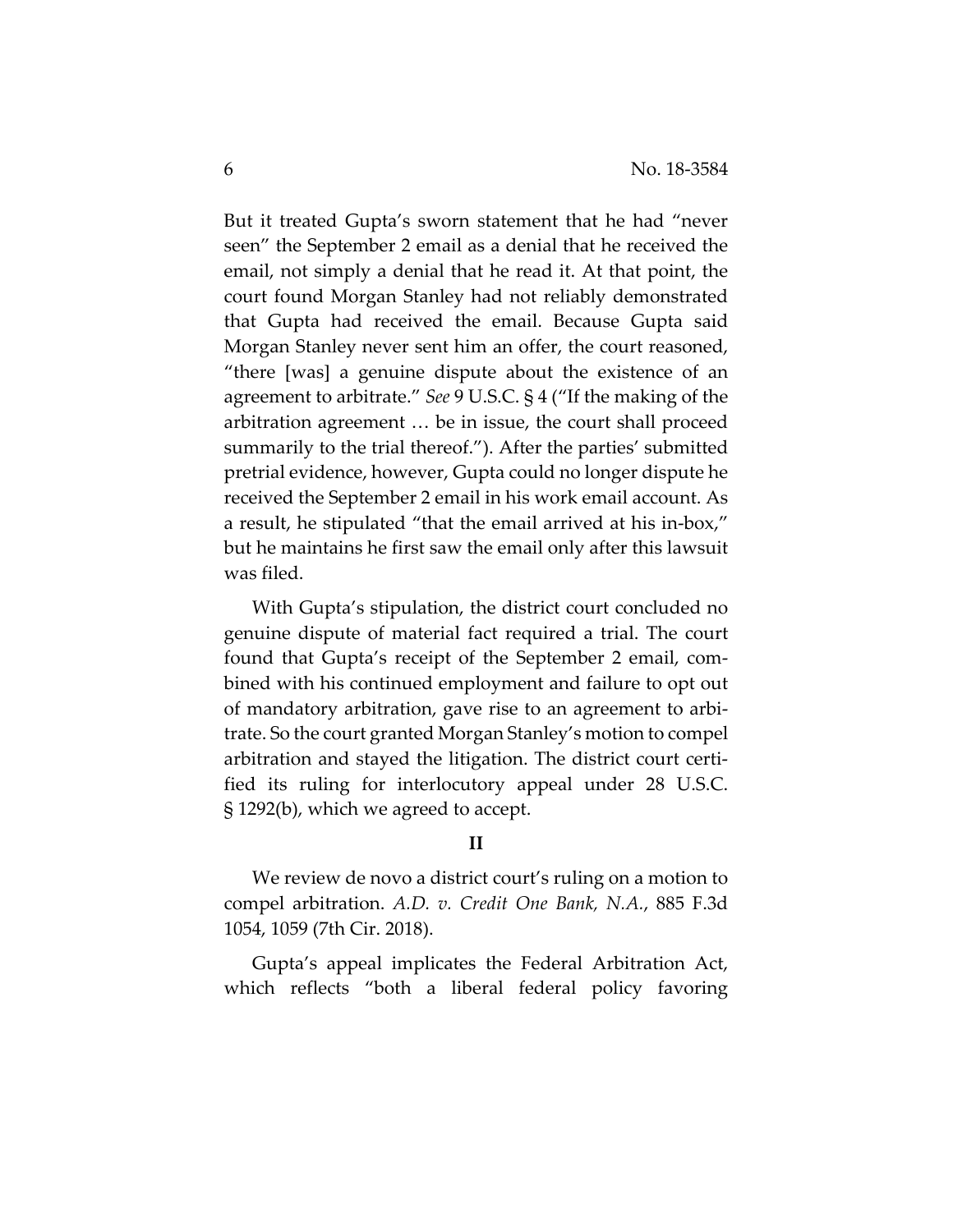But it treated Gupta's sworn statement that he had "never seen" the September 2 email as a denial that he received the email, not simply a denial that he read it. At that point, the court found Morgan Stanley had not reliably demonstrated that Gupta had received the email. Because Gupta said Morgan Stanley never sent him an offer, the court reasoned, "there [was] a genuine dispute about the existence of an agreement to arbitrate." *See* 9 U.S.C. § 4 ("If the making of the arbitration agreement … be in issue, the court shall proceed summarily to the trial thereof."). After the parties' submitted pretrial evidence, however, Gupta could no longer dispute he received the September 2 email in his work email account. As a result, he stipulated "that the email arrived at his in-box," but he maintains he first saw the email only after this lawsuit was filed.

With Gupta's stipulation, the district court concluded no genuine dispute of material fact required a trial. The court found that Gupta's receipt of the September 2 email, combined with his continued employment and failure to opt out of mandatory arbitration, gave rise to an agreement to arbitrate. So the court granted Morgan Stanley's motion to compel arbitration and stayed the litigation. The district court certified its ruling for interlocutory appeal under 28 U.S.C. § 1292(b), which we agreed to accept.

## II

We review de novo a district court's ruling on a motion to compel arbitration. *A.D. v. Credit One Bank, N.A.*, 885 F.3d 1054, 1059 (7th Cir. 2018).

Gupta's appeal implicates the Federal Arbitration Act, which reflects "both a liberal federal policy favoring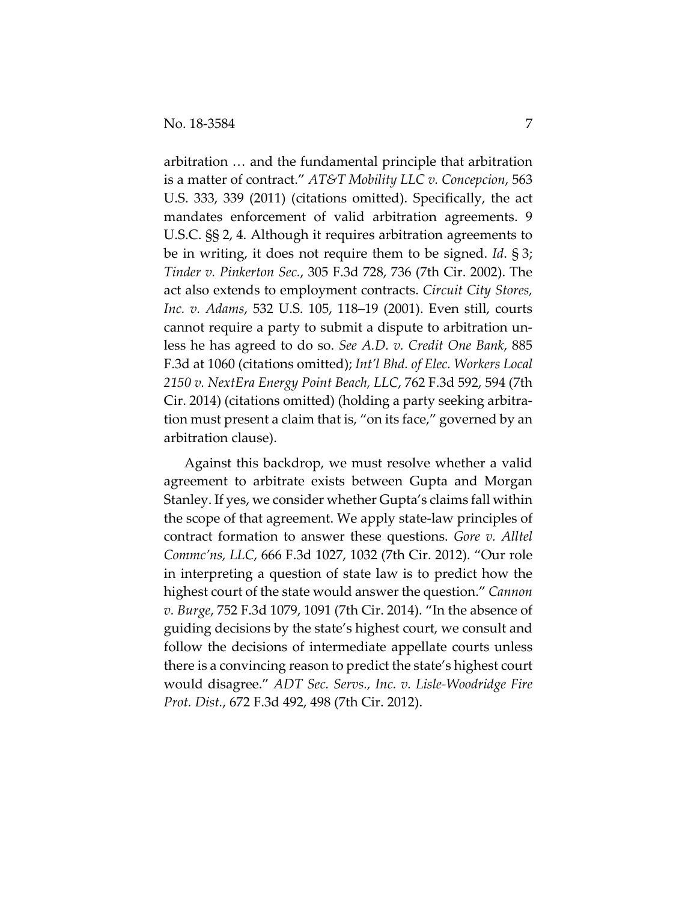arbitration … and the fundamental principle that arbitration is a matter of contract." *AT&T Mobility LLC v. Concepcion*, 563 U.S. 333, 339 (2011) (citations omitted). Specifically, the act mandates enforcement of valid arbitration agreements. 9 U.S.C. §§ 2, 4. Although it requires arbitration agreements to be in writing, it does not require them to be signed. *Id.* § 3; *Tinder v. Pinkerton Sec.*, 305 F.3d 728, 736 (7th Cir. 2002). The act also extends to employment contracts. *Circuit City Stores, Inc. v. Adams*, 532 U.S. 105, 118–19 (2001). Even still, courts cannot require a party to submit a dispute to arbitration unless he has agreed to do so. *See A.D. v. Credit One Bank*, 885 F.3d at 1060 (citations omitted); *Int'l Bhd. of Elec. Workers Local 2150 v. NextEra Energy Point Beach, LLC*, 762 F.3d 592, 594 (7th Cir. 2014) (citations omitted) (holding a party seeking arbitration must present a claim that is, "on its face," governed by an arbitration clause).

Against this backdrop, we must resolve whether a valid agreement to arbitrate exists between Gupta and Morgan Stanley. If yes, we consider whether Gupta's claims fall within the scope of that agreement. We apply state-law principles of contract formation to answer these questions. *Gore v. Alltel Commc'ns, LLC*, 666 F.3d 1027, 1032 (7th Cir. 2012). "Our role in interpreting a question of state law is to predict how the highest court of the state would answer the question." *Cannon v. Burge*, 752 F.3d 1079, 1091 (7th Cir. 2014). "In the absence of guiding decisions by the state's highest court, we consult and follow the decisions of intermediate appellate courts unless there is a convincing reason to predict the state's highest court would disagree." *ADT Sec. Servs., Inc. v. Lisle-Woodridge Fire Prot. Dist.*, 672 F.3d 492, 498 (7th Cir. 2012).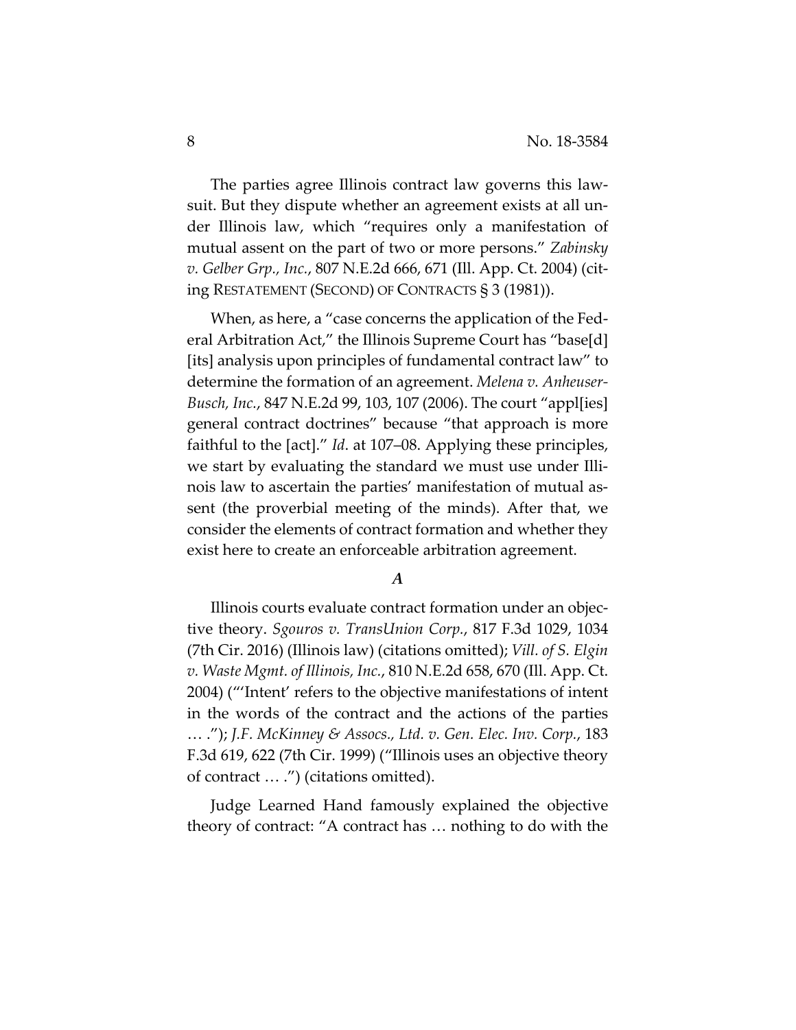The parties agree Illinois contract law governs this lawsuit. But they dispute whether an agreement exists at all under Illinois law, which "requires only a manifestation of mutual assent on the part of two or more persons." *Zabinsky v. Gelber Grp., Inc.*, 807 N.E.2d 666, 671 (Ill. App. Ct. 2004) (citing RESTATEMENT (SECOND) OF CONTRACTS § 3 (1981)).

When, as here, a "case concerns the application of the Federal Arbitration Act," the Illinois Supreme Court has "base[d] [its] analysis upon principles of fundamental contract law" to determine the formation of an agreement. *Melena v. Anheuser-Busch, Inc.*, 847 N.E.2d 99, 103, 107 (2006). The court "appl[ies] general contract doctrines" because "that approach is more faithful to the [act]." *Id*. at 107–08. Applying these principles, we start by evaluating the standard we must use under Illinois law to ascertain the parties' manifestation of mutual assent (the proverbial meeting of the minds). After that, we consider the elements of contract formation and whether they exist here to create an enforceable arbitration agreement.

### *A*

Illinois courts evaluate contract formation under an objective theory. *Sgouros v. TransUnion Corp.*, 817 F.3d 1029, 1034 (7th Cir. 2016) (Illinois law) (citations omitted); *Vill. of S. Elgin v. Waste Mgmt. of Illinois, Inc.*, 810 N.E.2d 658, 670 (Ill. App. Ct. 2004) ("'Intent' refers to the objective manifestations of intent in the words of the contract and the actions of the parties … ."); *J.F. McKinney & Assocs., Ltd. v. Gen. Elec. Inv. Corp.*, 183 F.3d 619, 622 (7th Cir. 1999) ("Illinois uses an objective theory of contract … .") (citations omitted).

Judge Learned Hand famously explained the objective theory of contract: "A contract has … nothing to do with the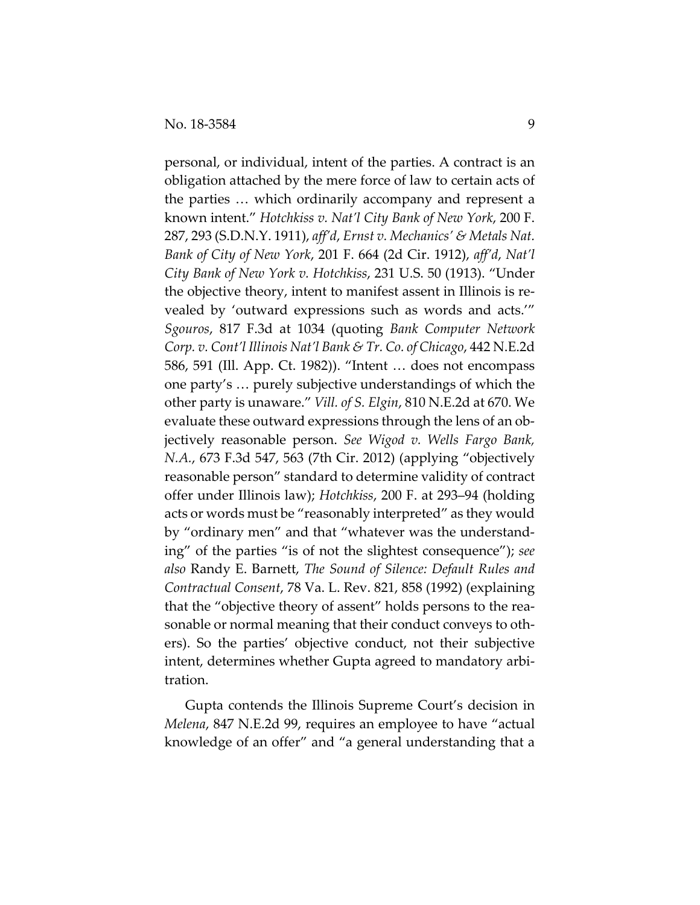personal, or individual, intent of the parties. A contract is an obligation attached by the mere force of law to certain acts of the parties … which ordinarily accompany and represent a known intent." *Hotchkiss v. Nat'l City Bank of New York*, 200 F. 287, 293 (S.D.N.Y. 1911), *aff'd*, *Ernst v. Mechanics' & Metals Nat. Bank of City of New York*, 201 F. 664 (2d Cir. 1912), *aff'd*, *Nat'l City Bank of New York v. Hotchkiss*, 231 U.S. 50 (1913). "Under the objective theory, intent to manifest assent in Illinois is revealed by 'outward expressions such as words and acts.'" *Sgouros*, 817 F.3d at 1034 (quoting *Bank Computer Network Corp. v. Cont'l Illinois Nat'l Bank & Tr. Co. of Chicago*, 442 N.E.2d 586, 591 (Ill. App. Ct. 1982)). "Intent … does not encompass one party's … purely subjective understandings of which the other party is unaware." *Vill. of S. Elgin*, 810 N.E.2d at 670. We evaluate these outward expressions through the lens of an objectively reasonable person. *See Wigod v. Wells Fargo Bank, N.A.*, 673 F.3d 547, 563 (7th Cir. 2012) (applying "objectively reasonable person" standard to determine validity of contract offer under Illinois law); *Hotchkiss*, 200 F. at 293–94 (holding acts or words must be "reasonably interpreted" as they would by "ordinary men" and that "whatever was the understanding" of the parties "is of not the slightest consequence"); *see also* Randy E. Barnett, *The Sound of Silence: Default Rules and Contractual Consent*, 78 Va. L. Rev. 821, 858 (1992) (explaining that the "objective theory of assent" holds persons to the reasonable or normal meaning that their conduct conveys to others). So the parties' objective conduct, not their subjective intent, determines whether Gupta agreed to mandatory arbitration.

Gupta contends the Illinois Supreme Court's decision in *Melena*, 847 N.E.2d 99, requires an employee to have "actual knowledge of an offer" and "a general understanding that a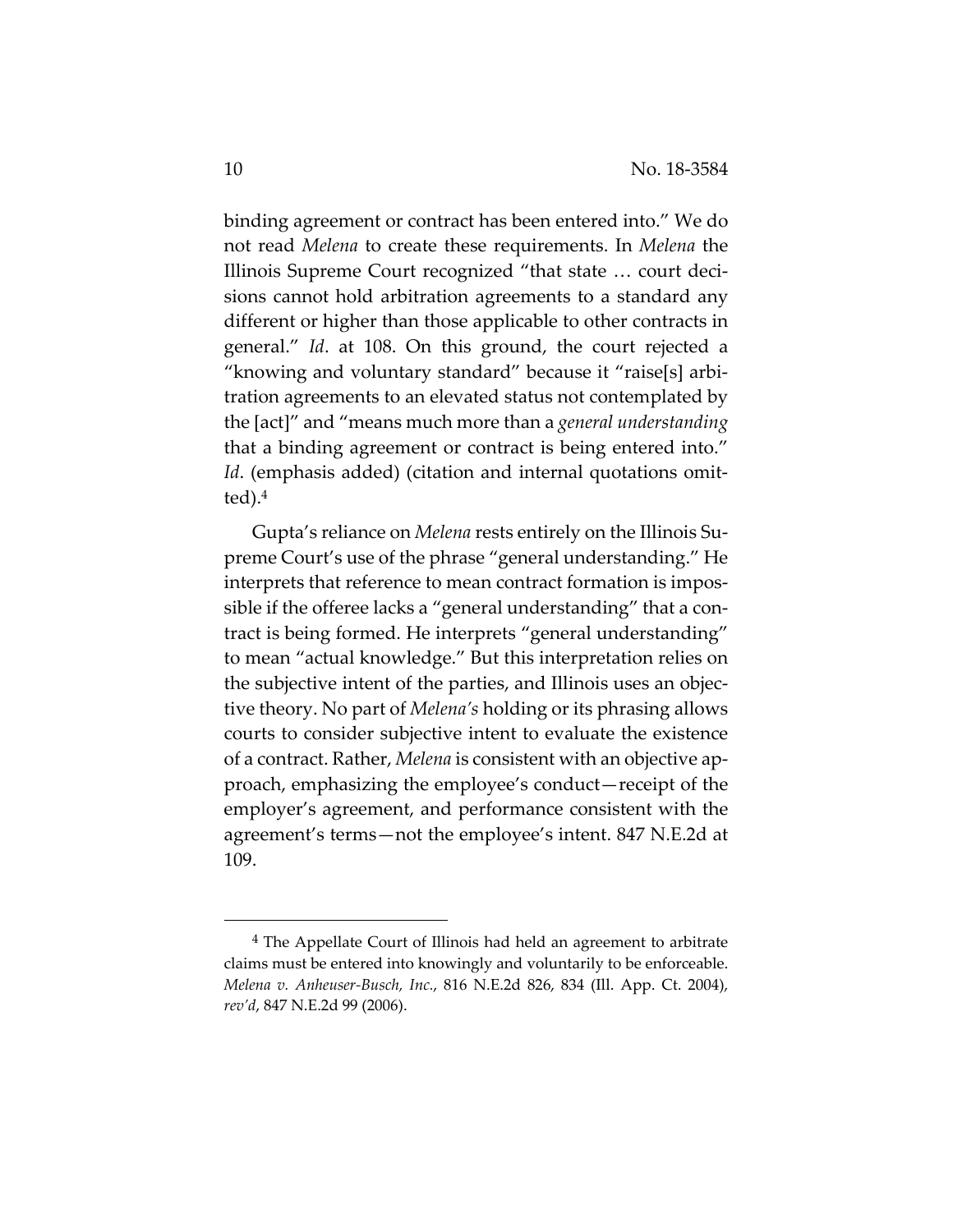binding agreement or contract has been entered into." We do not read *Melena* to create these requirements. In *Melena* the Illinois Supreme Court recognized "that state … court decisions cannot hold arbitration agreements to a standard any different or higher than those applicable to other contracts in general." *Id*. at 108. On this ground, the court rejected a "knowing and voluntary standard" because it "raise[s] arbitration agreements to an elevated status not contemplated by the [act]" and "means much more than a *general understanding* that a binding agreement or contract is being entered into." *Id*. (emphasis added) (citation and internal quotations omitted).[4]

Gupta's reliance on *Melena* rests entirely on the Illinois Supreme Court's use of the phrase "general understanding." He interprets that reference to mean contract formation is impossible if the offeree lacks a "general understanding" that a contract is being formed. He interprets "general understanding" to mean "actual knowledge." But this interpretation relies on the subjective intent of the parties, and Illinois uses an objective theory. No part of *Melena's* holding or its phrasing allows courts to consider subjective intent to evaluate the existence of a contract. Rather, *Melena* is consistent with an objective approach, emphasizing the employee's conduct—receipt of the employer's agreement, and performance consistent with the agreement's terms—not the employee's intent. 847 N.E.2d at 109.

[4] The Appellate Court of Illinois had held an agreement to arbitrate claims must be entered into knowingly and voluntarily to be enforceable. *Melena v. Anheuser-Busch, Inc.*, 816 N.E.2d 826, 834 (Ill. App. Ct. 2004), *rev'd*, 847 N.E.2d 99 (2006).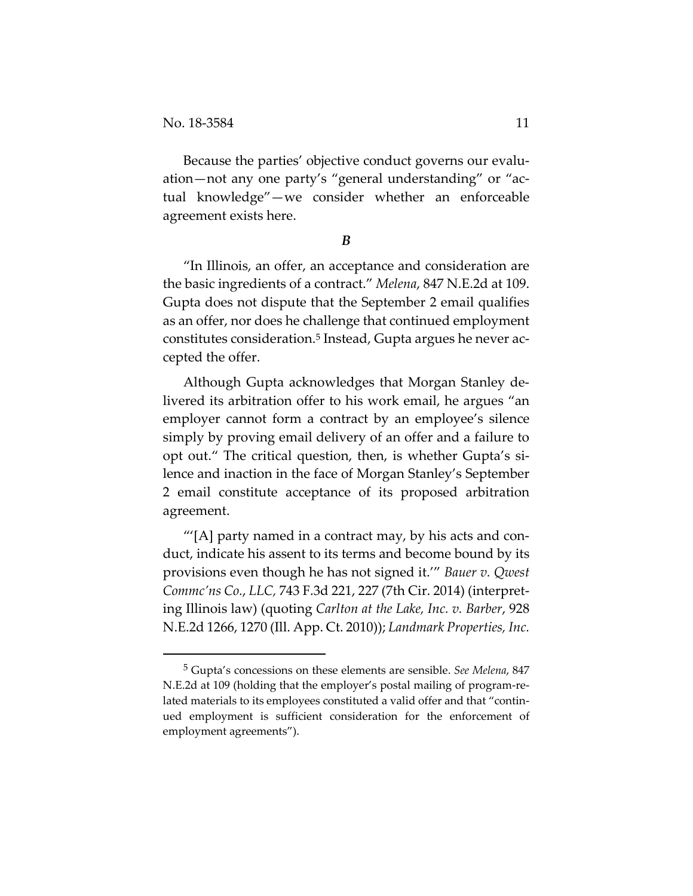Because the parties' objective conduct governs our evaluation—not any one party's "general understanding" or "actual knowledge"—we consider whether an enforceable agreement exists here.

### *B*

"In Illinois, an offer, an acceptance and consideration are the basic ingredients of a contract." *Melena*, 847 N.E.2d at 109. Gupta does not dispute that the September 2 email qualifies as an offer, nor does he challenge that continued employment constitutes consideration.[5] Instead, Gupta argues he never accepted the offer.

Although Gupta acknowledges that Morgan Stanley delivered its arbitration offer to his work email, he argues "an employer cannot form a contract by an employee's silence simply by proving email delivery of an offer and a failure to opt out." The critical question, then, is whether Gupta's silence and inaction in the face of Morgan Stanley's September 2 email constitute acceptance of its proposed arbitration agreement.

"'[A] party named in a contract may, by his acts and conduct, indicate his assent to its terms and become bound by its provisions even though he has not signed it.'" *Bauer v. Qwest Commc'ns Co., LLC,* 743 F.3d 221, 227 (7th Cir. 2014) (interpreting Illinois law) (quoting *Carlton at the Lake, Inc. v. Barber*, 928 N.E.2d 1266, 1270 (Ill. App. Ct. 2010)); *Landmark Properties, Inc.*

---

[5] Gupta's concessions on these elements are sensible. *See Melena,* 847 N.E.2d at 109 (holding that the employer's postal mailing of program-related materials to its employees constituted a valid offer and that "continued employment is sufficient consideration for the enforcement of employment agreements").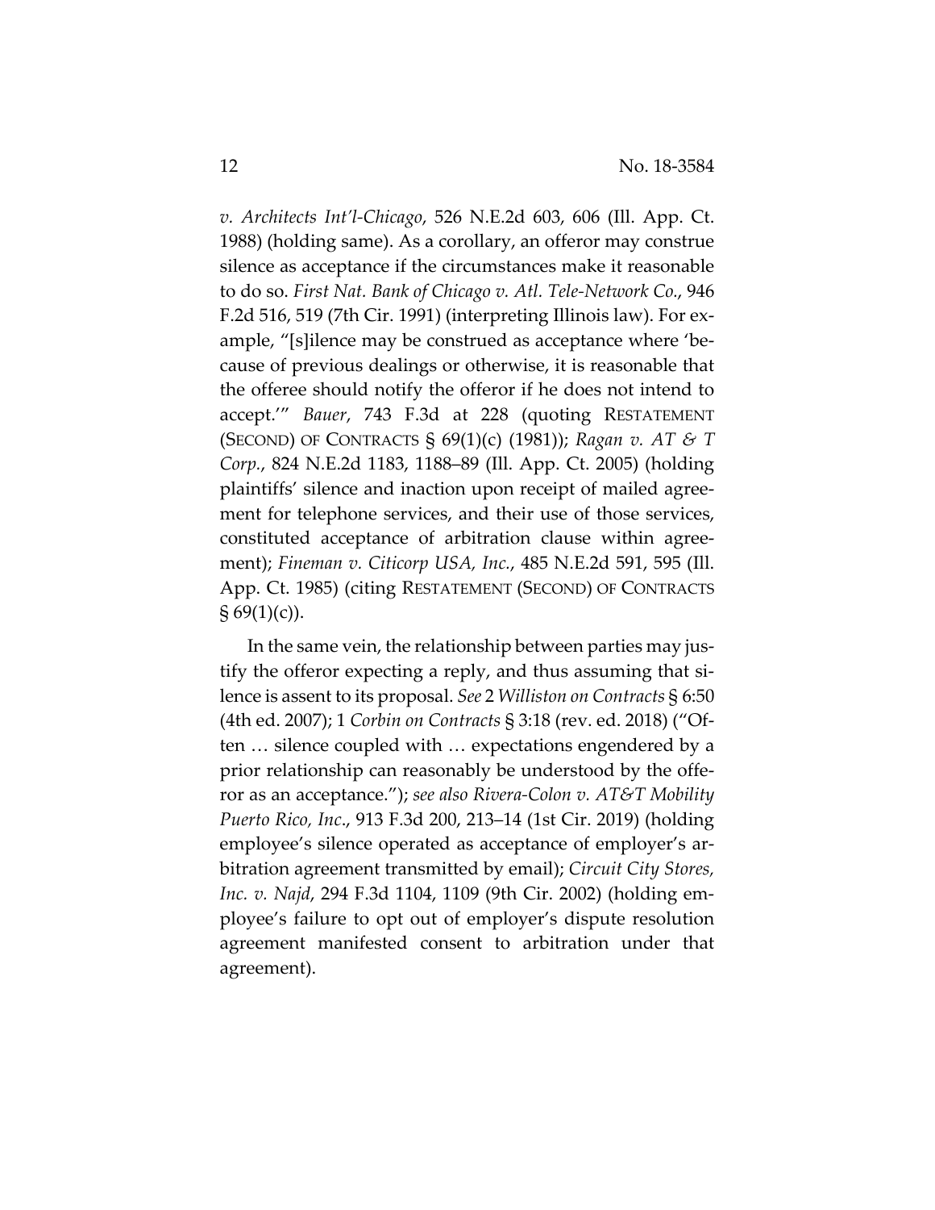*v. Architects Int'l-Chicago*, 526 N.E.2d 603, 606 (Ill. App. Ct. 1988) (holding same). As a corollary, an offeror may construe silence as acceptance if the circumstances make it reasonable to do so. *First Nat. Bank of Chicago v. Atl. Tele-Network Co.*, 946 F.2d 516, 519 (7th Cir. 1991) (interpreting Illinois law). For example, "[s]ilence may be construed as acceptance where 'because of previous dealings or otherwise, it is reasonable that the offeree should notify the offeror if he does not intend to accept.'" *Bauer*, 743 F.3d at 228 (quoting RESTATEMENT (SECOND) OF CONTRACTS § 69(1)(c) (1981)); *Ragan v. AT & T Corp.*, 824 N.E.2d 1183, 1188–89 (Ill. App. Ct. 2005) (holding plaintiffs' silence and inaction upon receipt of mailed agreement for telephone services, and their use of those services, constituted acceptance of arbitration clause within agreement); *Fineman v. Citicorp USA, Inc.*, 485 N.E.2d 591, 595 (Ill. App. Ct. 1985) (citing RESTATEMENT (SECOND) OF CONTRACTS § 69(1)(c)).

In the same vein, the relationship between parties may justify the offeror expecting a reply, and thus assuming that silence is assent to its proposal. *See* 2 *Williston on Contracts* § 6:50 (4th ed. 2007); 1 *Corbin on Contracts* § 3:18 (rev. ed. 2018) ("Often … silence coupled with … expectations engendered by a prior relationship can reasonably be understood by the offeror as an acceptance."); *see also Rivera-Colon v. AT&T Mobility Puerto Rico, Inc*., 913 F.3d 200, 213–14 (1st Cir. 2019) (holding employee's silence operated as acceptance of employer's arbitration agreement transmitted by email); *Circuit City Stores, Inc. v. Najd*, 294 F.3d 1104, 1109 (9th Cir. 2002) (holding employee's failure to opt out of employer's dispute resolution agreement manifested consent to arbitration under that agreement).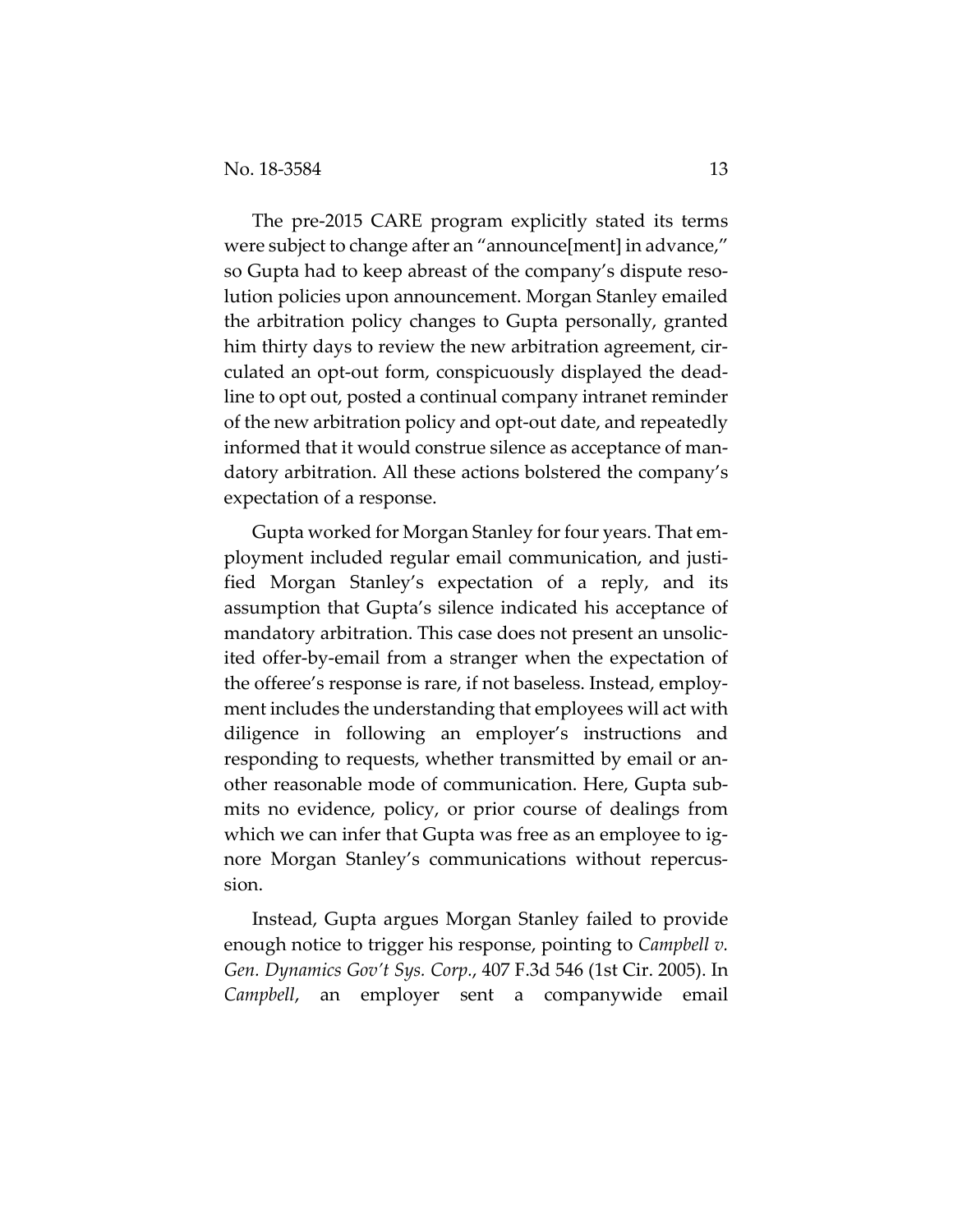The pre-2015 CARE program explicitly stated its terms were subject to change after an "announce[ment] in advance," so Gupta had to keep abreast of the company's dispute resolution policies upon announcement. Morgan Stanley emailed the arbitration policy changes to Gupta personally, granted him thirty days to review the new arbitration agreement, circulated an opt-out form, conspicuously displayed the deadline to opt out, posted a continual company intranet reminder of the new arbitration policy and opt-out date, and repeatedly informed that it would construe silence as acceptance of mandatory arbitration. All these actions bolstered the company's expectation of a response.

Gupta worked for Morgan Stanley for four years. That employment included regular email communication, and justified Morgan Stanley's expectation of a reply, and its assumption that Gupta's silence indicated his acceptance of mandatory arbitration. This case does not present an unsolicited offer-by-email from a stranger when the expectation of the offeree's response is rare, if not baseless. Instead, employment includes the understanding that employees will act with diligence in following an employer's instructions and responding to requests, whether transmitted by email or another reasonable mode of communication. Here, Gupta submits no evidence, policy, or prior course of dealings from which we can infer that Gupta was free as an employee to ignore Morgan Stanley's communications without repercussion.

Instead, Gupta argues Morgan Stanley failed to provide enough notice to trigger his response, pointing to *Campbell v. Gen. Dynamics Gov't Sys. Corp.*, 407 F.3d 546 (1st Cir. 2005). In *Campbell*, an employer sent a companywide email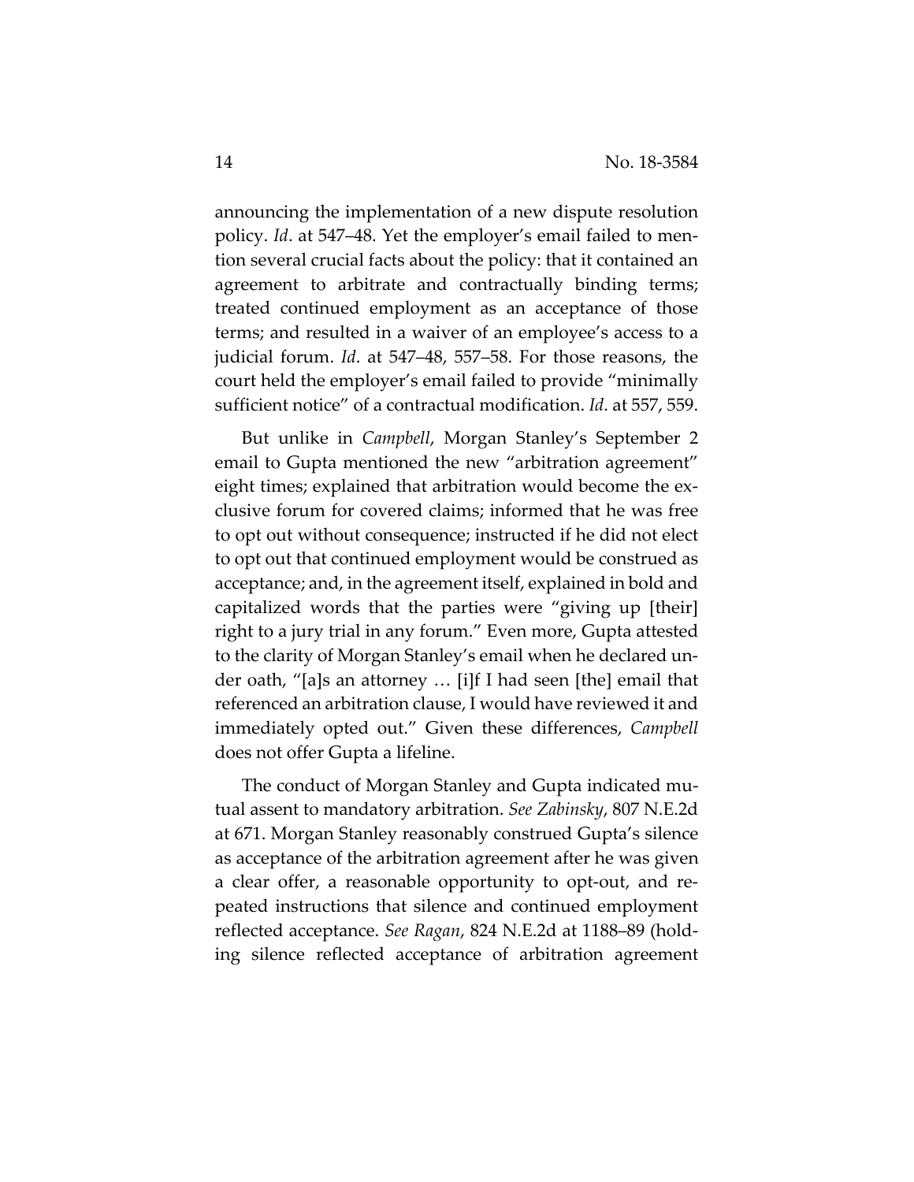announcing the implementation of a new dispute resolution policy. *Id*. at 547–48. Yet the employer's email failed to mention several crucial facts about the policy: that it contained an agreement to arbitrate and contractually binding terms; treated continued employment as an acceptance of those terms; and resulted in a waiver of an employee's access to a judicial forum. *Id*. at 547–48, 557–58. For those reasons, the court held the employer's email failed to provide "minimally sufficient notice" of a contractual modification. *Id*. at 557, 559.

But unlike in *Campbell*, Morgan Stanley's September 2 email to Gupta mentioned the new "arbitration agreement" eight times; explained that arbitration would become the exclusive forum for covered claims; informed that he was free to opt out without consequence; instructed if he did not elect to opt out that continued employment would be construed as acceptance; and, in the agreement itself, explained in bold and capitalized words that the parties were "giving up [their] right to a jury trial in any forum." Even more, Gupta attested to the clarity of Morgan Stanley's email when he declared under oath, "[a]s an attorney … [i]f I had seen [the] email that referenced an arbitration clause, I would have reviewed it and immediately opted out." Given these differences, *Campbell* does not offer Gupta a lifeline.

The conduct of Morgan Stanley and Gupta indicated mutual assent to mandatory arbitration. *See Zabinsky*, 807 N.E.2d at 671. Morgan Stanley reasonably construed Gupta's silence as acceptance of the arbitration agreement after he was given a clear offer, a reasonable opportunity to opt-out, and repeated instructions that silence and continued employment reflected acceptance. *See Ragan*, 824 N.E.2d at 1188–89 (holding silence reflected acceptance of arbitration agreement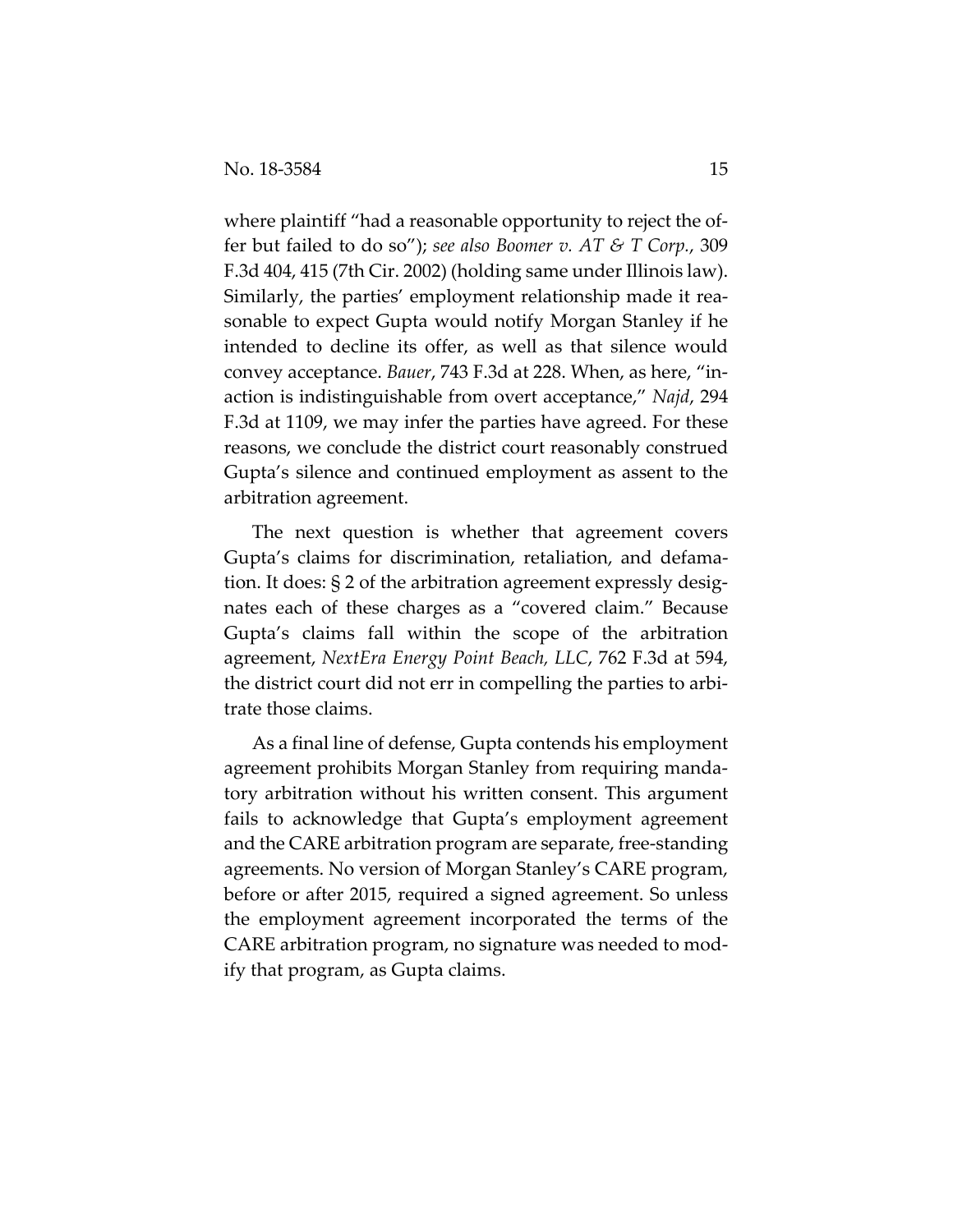where plaintiff "had a reasonable opportunity to reject the offer but failed to do so"); *see also Boomer v. AT & T Corp.*, 309 F.3d 404, 415 (7th Cir. 2002) (holding same under Illinois law). Similarly, the parties' employment relationship made it reasonable to expect Gupta would notify Morgan Stanley if he intended to decline its offer, as well as that silence would convey acceptance. *Bauer*, 743 F.3d at 228. When, as here, "inaction is indistinguishable from overt acceptance," *Najd*, 294 F.3d at 1109, we may infer the parties have agreed. For these reasons, we conclude the district court reasonably construed Gupta's silence and continued employment as assent to the arbitration agreement.

The next question is whether that agreement covers Gupta's claims for discrimination, retaliation, and defamation. It does: § 2 of the arbitration agreement expressly designates each of these charges as a "covered claim." Because Gupta's claims fall within the scope of the arbitration agreement, *NextEra Energy Point Beach, LLC*, 762 F.3d at 594, the district court did not err in compelling the parties to arbitrate those claims.

As a final line of defense, Gupta contends his employment agreement prohibits Morgan Stanley from requiring mandatory arbitration without his written consent. This argument fails to acknowledge that Gupta's employment agreement and the CARE arbitration program are separate, free-standing agreements. No version of Morgan Stanley's CARE program, before or after 2015, required a signed agreement. So unless the employment agreement incorporated the terms of the CARE arbitration program, no signature was needed to modify that program, as Gupta claims.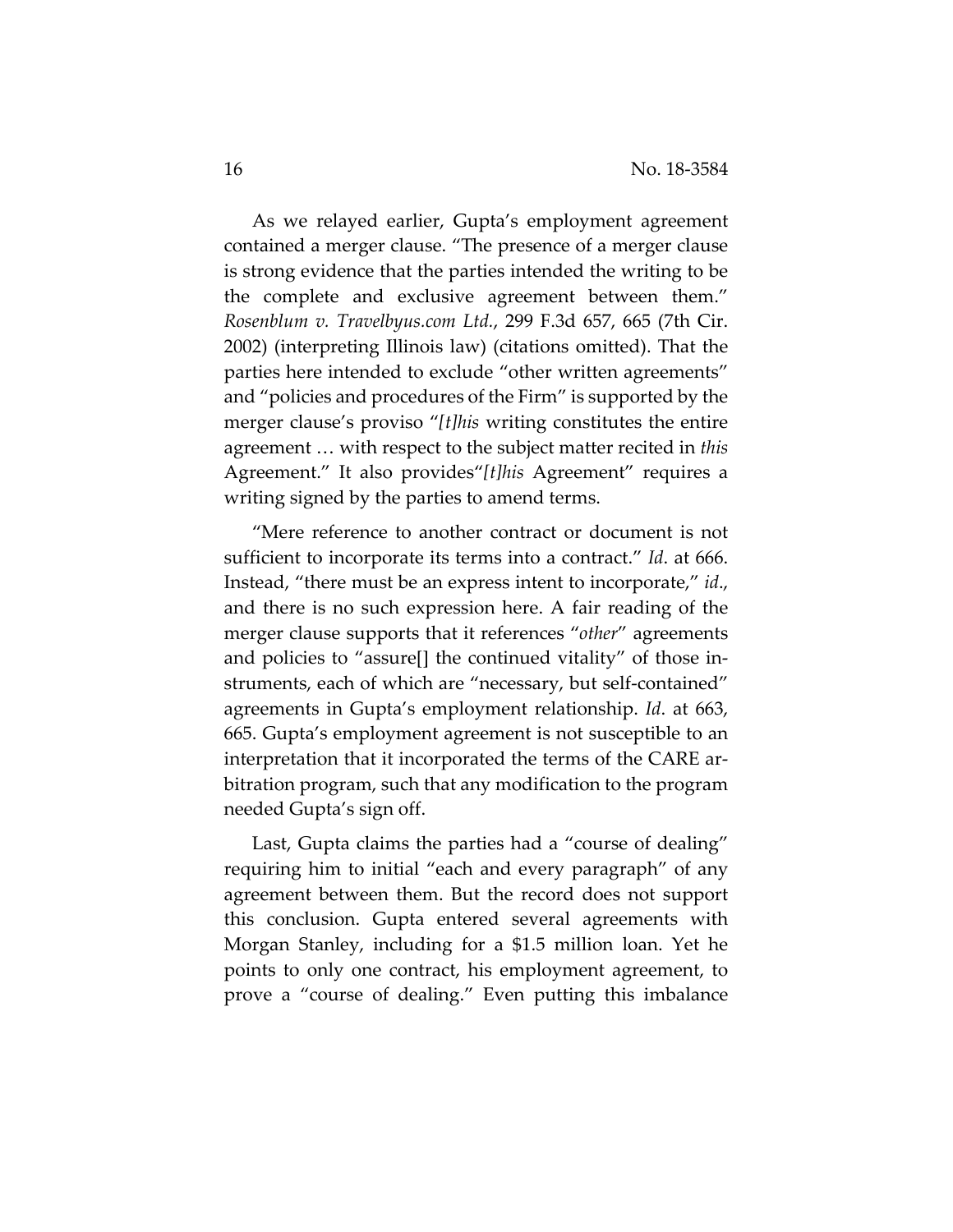As we relayed earlier, Gupta's employment agreement contained a merger clause. "The presence of a merger clause is strong evidence that the parties intended the writing to be the complete and exclusive agreement between them." *Rosenblum v. Travelbyus.com Ltd.*, 299 F.3d 657, 665 (7th Cir. 2002) (interpreting Illinois law) (citations omitted). That the parties here intended to exclude "other written agreements" and "policies and procedures of the Firm" is supported by the merger clause's proviso "*[t]his* writing constitutes the entire agreement … with respect to the subject matter recited in *this* Agreement." It also provides"*[t]his* Agreement" requires a writing signed by the parties to amend terms.

"Mere reference to another contract or document is not sufficient to incorporate its terms into a contract." *Id*. at 666. Instead, "there must be an express intent to incorporate," *id*., and there is no such expression here. A fair reading of the merger clause supports that it references "*other*" agreements and policies to "assure[] the continued vitality" of those instruments, each of which are "necessary, but self-contained" agreements in Gupta's employment relationship. *Id*. at 663, 665. Gupta's employment agreement is not susceptible to an interpretation that it incorporated the terms of the CARE arbitration program, such that any modification to the program needed Gupta's sign off.

Last, Gupta claims the parties had a "course of dealing" requiring him to initial "each and every paragraph" of any agreement between them. But the record does not support this conclusion. Gupta entered several agreements with Morgan Stanley, including for a $1.5 million loan. Yet he points to only one contract, his employment agreement, to prove a "course of dealing." Even putting this imbalance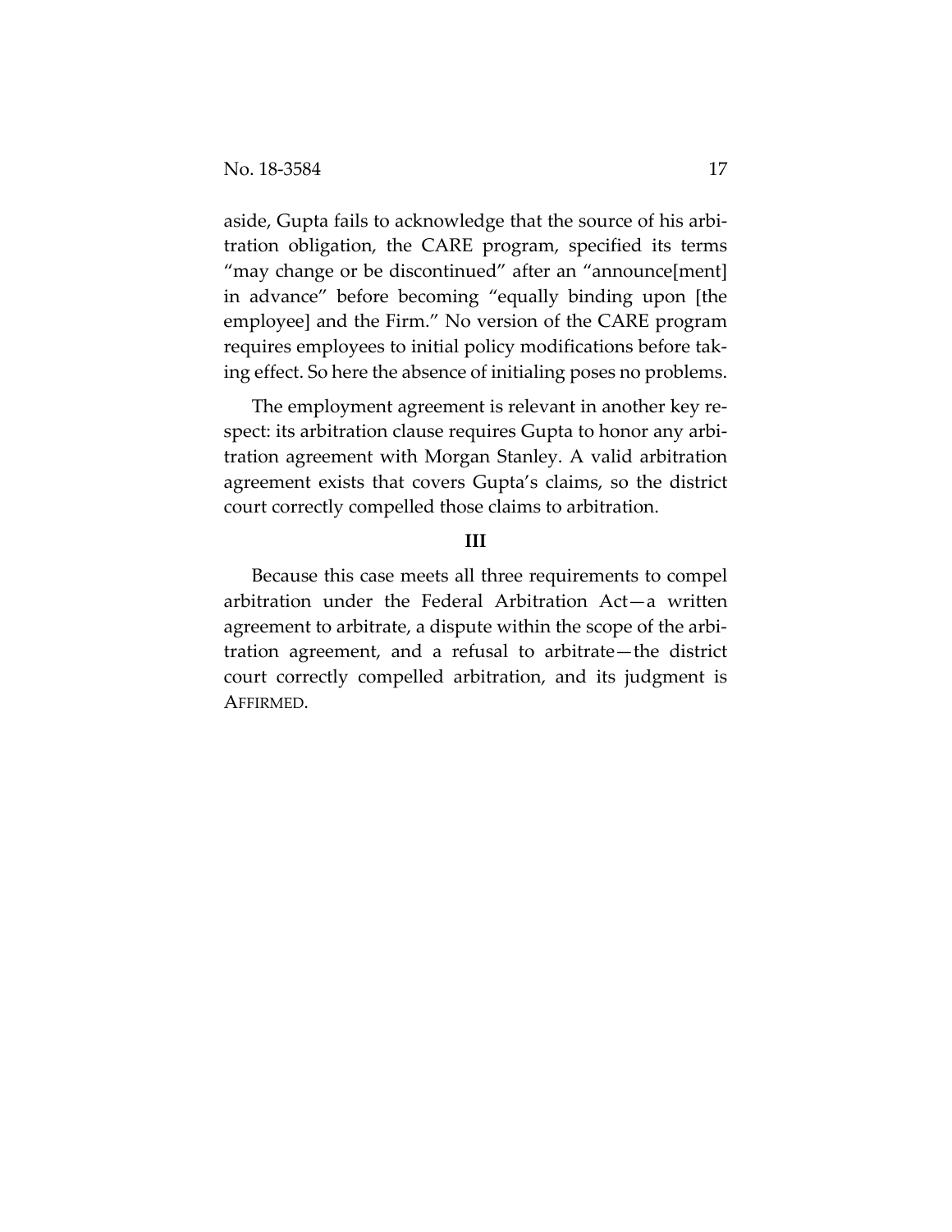aside, Gupta fails to acknowledge that the source of his arbitration obligation, the CARE program, specified its terms "may change or be discontinued" after an "announce[ment] in advance" before becoming "equally binding upon [the employee] and the Firm." No version of the CARE program requires employees to initial policy modifications before taking effect. So here the absence of initialing poses no problems.

The employment agreement is relevant in another key respect: its arbitration clause requires Gupta to honor any arbitration agreement with Morgan Stanley. A valid arbitration agreement exists that covers Gupta's claims, so the district court correctly compelled those claims to arbitration.

## III

Because this case meets all three requirements to compel arbitration under the Federal Arbitration Act—a written agreement to arbitrate, a dispute within the scope of the arbitration agreement, and a refusal to arbitrate—the district court correctly compelled arbitration, and its judgment is AFFIRMED.